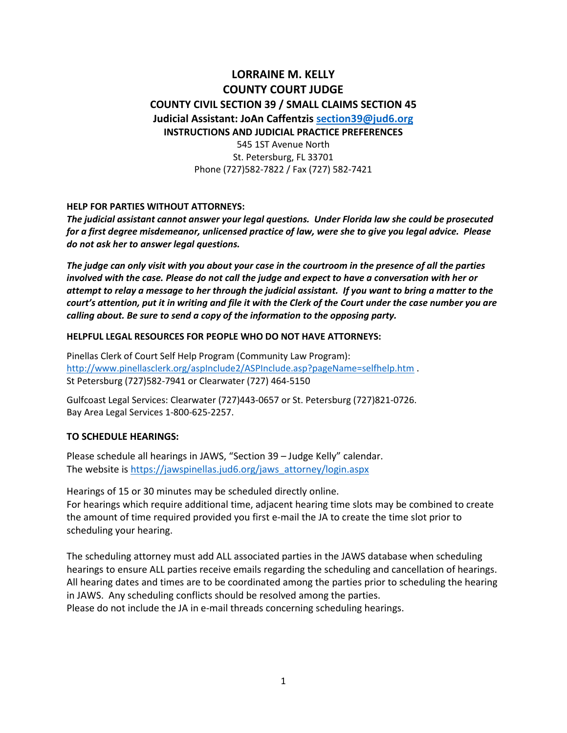# LORRAINE M. KELLY
# COUNTY COURT JUDGE
## COUNTY CIVIL SECTION 39 / SMALL CLAIMS SECTION 45
### Judicial Assistant: JoAn Caffentzis section39@jud6.org
### INSTRUCTIONS AND JUDICIAL PRACTICE PREFERENCES

545 1ST Avenue North
St. Petersburg, FL 33701
Phone (727)582-7822 / Fax (727) 582-7421

**HELP FOR PARTIES WITHOUT ATTORNEYS:**

***The judicial assistant cannot answer your legal questions. Under Florida law she could be prosecuted for a first degree misdemeanor, unlicensed practice of law, were she to give you legal advice. Please do not ask her to answer legal questions.***

***The judge can only visit with you about your case in the courtroom in the presence of all the parties involved with the case. Please do not call the judge and expect to have a conversation with her or attempt to relay a message to her through the judicial assistant. If you want to bring a matter to the court's attention, put it in writing and file it with the Clerk of the Court under the case number you are calling about. Be sure to send a copy of the information to the opposing party.***

**HELPFUL LEGAL RESOURCES FOR PEOPLE WHO DO NOT HAVE ATTORNEYS:**

Pinellas Clerk of Court Self Help Program (Community Law Program):
http://www.pinellasclerk.org/aspInclude2/ASPInclude.asp?pageName=selfhelp.htm .
St Petersburg (727)582-7941 or Clearwater (727) 464-5150

Gulfcoast Legal Services: Clearwater (727)443-0657 or St. Petersburg (727)821-0726.
Bay Area Legal Services 1-800-625-2257.

**TO SCHEDULE HEARINGS:**

Please schedule all hearings in JAWS, "Section 39 – Judge Kelly" calendar.
The website is https://jawspinellas.jud6.org/jaws_attorney/login.aspx

Hearings of 15 or 30 minutes may be scheduled directly online.
For hearings which require additional time, adjacent hearing time slots may be combined to create the amount of time required provided you first e-mail the JA to create the time slot prior to scheduling your hearing.

The scheduling attorney must add ALL associated parties in the JAWS database when scheduling hearings to ensure ALL parties receive emails regarding the scheduling and cancellation of hearings. All hearing dates and times are to be coordinated among the parties prior to scheduling the hearing in JAWS. Any scheduling conflicts should be resolved among the parties.
Please do not include the JA in e-mail threads concerning scheduling hearings.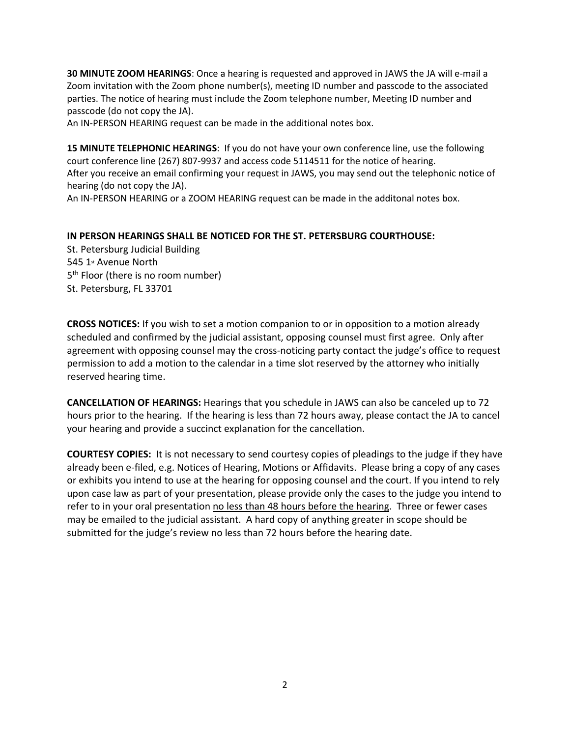**30 MINUTE ZOOM HEARINGS**: Once a hearing is requested and approved in JAWS the JA will e-mail a Zoom invitation with the Zoom phone number(s), meeting ID number and passcode to the associated parties. The notice of hearing must include the Zoom telephone number, Meeting ID number and passcode (do not copy the JA).
An IN-PERSON HEARING request can be made in the additional notes box.

**15 MINUTE TELEPHONIC HEARINGS**: If you do not have your own conference line, use the following court conference line (267) 807-9937 and access code 5114511 for the notice of hearing.
After you receive an email confirming your request in JAWS, you may send out the telephonic notice of hearing (do not copy the JA).
An IN-PERSON HEARING or a ZOOM HEARING request can be made in the additonal notes box.

**IN PERSON HEARINGS SHALL BE NOTICED FOR THE ST. PETERSBURG COURTHOUSE:**
St. Petersburg Judicial Building
545 1st Avenue North
5th Floor (there is no room number)
St. Petersburg, FL 33701

**CROSS NOTICES:** If you wish to set a motion companion to or in opposition to a motion already scheduled and confirmed by the judicial assistant, opposing counsel must first agree. Only after agreement with opposing counsel may the cross-noticing party contact the judge's office to request permission to add a motion to the calendar in a time slot reserved by the attorney who initially reserved hearing time.

**CANCELLATION OF HEARINGS:** Hearings that you schedule in JAWS can also be canceled up to 72 hours prior to the hearing. If the hearing is less than 72 hours away, please contact the JA to cancel your hearing and provide a succinct explanation for the cancellation.

**COURTESY COPIES:** It is not necessary to send courtesy copies of pleadings to the judge if they have already been e-filed, e.g. Notices of Hearing, Motions or Affidavits. Please bring a copy of any cases or exhibits you intend to use at the hearing for opposing counsel and the court. If you intend to rely upon case law as part of your presentation, please provide only the cases to the judge you intend to refer to in your oral presentation <u>no less than 48 hours before the hearing</u>. Three or fewer cases may be emailed to the judicial assistant. A hard copy of anything greater in scope should be submitted for the judge's review no less than 72 hours before the hearing date.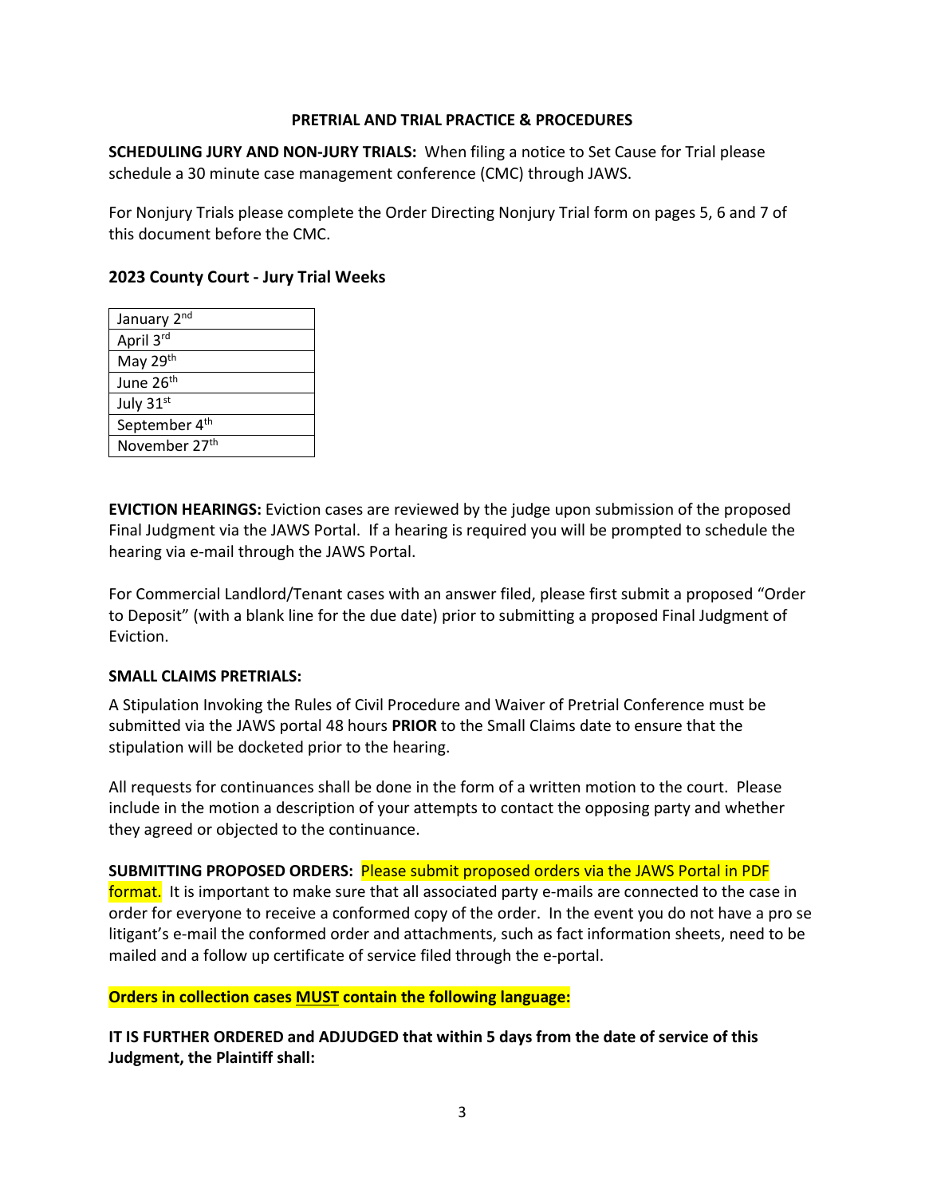## PRETRIAL AND TRIAL PRACTICE & PROCEDURES

**SCHEDULING JURY AND NON-JURY TRIALS:** When filing a notice to Set Cause for Trial please schedule a 30 minute case management conference (CMC) through JAWS.

For Nonjury Trials please complete the Order Directing Nonjury Trial form on pages 5, 6 and 7 of this document before the CMC.

### 2023 County Court - Jury Trial Weeks

| |
|---|
| January 2nd |
| April 3rd |
| May 29th |
| June 26th |
| July 31st |
| September 4th |
| November 27th |

**EVICTION HEARINGS:** Eviction cases are reviewed by the judge upon submission of the proposed Final Judgment via the JAWS Portal. If a hearing is required you will be prompted to schedule the hearing via e-mail through the JAWS Portal.

For Commercial Landlord/Tenant cases with an answer filed, please first submit a proposed "Order to Deposit" (with a blank line for the due date) prior to submitting a proposed Final Judgment of Eviction.

**SMALL CLAIMS PRETRIALS:**

A Stipulation Invoking the Rules of Civil Procedure and Waiver of Pretrial Conference must be submitted via the JAWS portal 48 hours **PRIOR** to the Small Claims date to ensure that the stipulation will be docketed prior to the hearing.

All requests for continuances shall be done in the form of a written motion to the court. Please include in the motion a description of your attempts to contact the opposing party and whether they agreed or objected to the continuance.

**SUBMITTING PROPOSED ORDERS:** Please submit proposed orders via the JAWS Portal in PDF format. It is important to make sure that all associated party e-mails are connected to the case in order for everyone to receive a conformed copy of the order. In the event you do not have a pro se litigant's e-mail the conformed order and attachments, such as fact information sheets, need to be mailed and a follow up certificate of service filed through the e-portal.

**Orders in collection cases MUST contain the following language:**

**IT IS FURTHER ORDERED and ADJUDGED that within 5 days from the date of service of this Judgment, the Plaintiff shall:**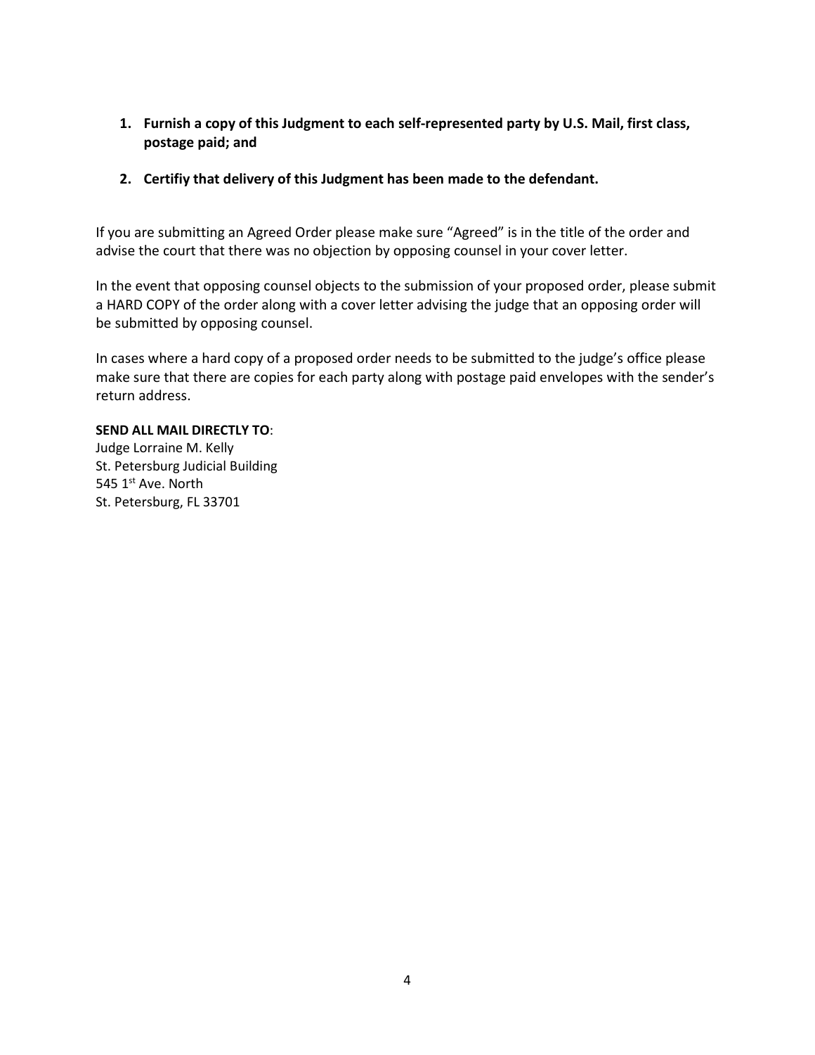1. **Furnish a copy of this Judgment to each self-represented party by U.S. Mail, first class, postage paid; and**

2. **Certifiy that delivery of this Judgment has been made to the defendant.**

If you are submitting an Agreed Order please make sure “Agreed” is in the title of the order and advise the court that there was no objection by opposing counsel in your cover letter.

In the event that opposing counsel objects to the submission of your proposed order, please submit a HARD COPY of the order along with a cover letter advising the judge that an opposing order will be submitted by opposing counsel.

In cases where a hard copy of a proposed order needs to be submitted to the judge’s office please make sure that there are copies for each party along with postage paid envelopes with the sender’s return address.

**SEND ALL MAIL DIRECTLY TO**:
Judge Lorraine M. Kelly
St. Petersburg Judicial Building
545 1st Ave. North
St. Petersburg, FL 33701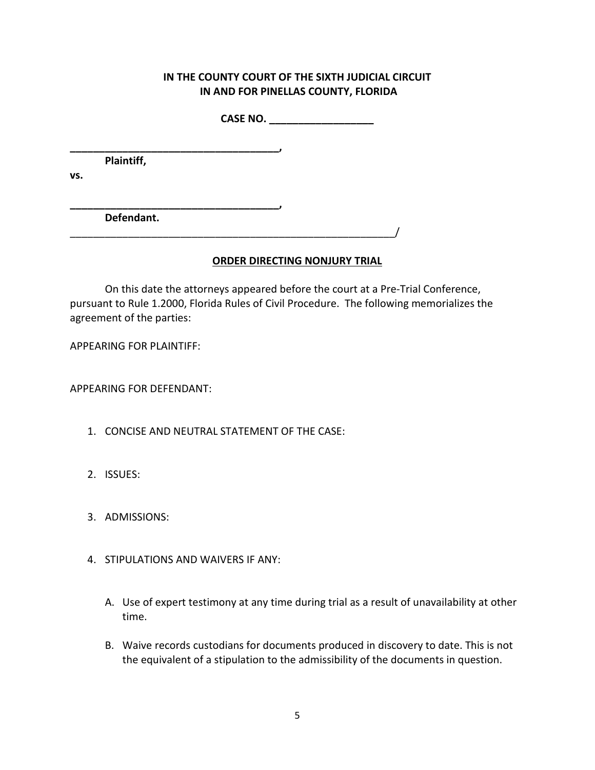**IN THE COUNTY COURT OF THE SIXTH JUDICIAL CIRCUIT**
**IN AND FOR PINELLAS COUNTY, FLORIDA**

**CASE NO. __________________**

**____________________________________,**
**Plaintiff,**

**vs.**

**____________________________________,**
**Defendant.**
_________________________________________________________/

**ORDER DIRECTING NONJURY TRIAL**

On this date the attorneys appeared before the court at a Pre-Trial Conference, pursuant to Rule 1.2000, Florida Rules of Civil Procedure. The following memorializes the agreement of the parties:

APPEARING FOR PLAINTIFF:

APPEARING FOR DEFENDANT:

1. CONCISE AND NEUTRAL STATEMENT OF THE CASE:

2. ISSUES:

3. ADMISSIONS:

4. STIPULATIONS AND WAIVERS IF ANY:

   A. Use of expert testimony at any time during trial as a result of unavailability at other time.

   B. Waive records custodians for documents produced in discovery to date. This is not the equivalent of a stipulation to the admissibility of the documents in question.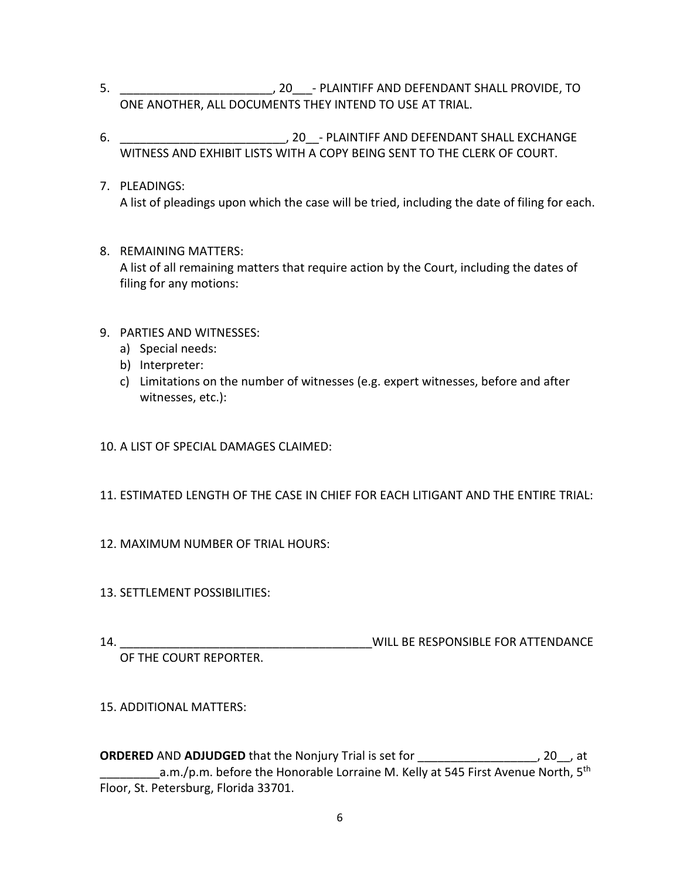5. _______________________, 20___- PLAINTIFF AND DEFENDANT SHALL PROVIDE, TO ONE ANOTHER, ALL DOCUMENTS THEY INTEND TO USE AT TRIAL.

6. _________________________, 20__- PLAINTIFF AND DEFENDANT SHALL EXCHANGE WITNESS AND EXHIBIT LISTS WITH A COPY BEING SENT TO THE CLERK OF COURT.

7. PLEADINGS:
   A list of pleadings upon which the case will be tried, including the date of filing for each.

8. REMAINING MATTERS:
   A list of all remaining matters that require action by the Court, including the dates of filing for any motions:

9. PARTIES AND WITNESSES:
   a) Special needs:
   b) Interpreter:
   c) Limitations on the number of witnesses (e.g. expert witnesses, before and after witnesses, etc.):

10. A LIST OF SPECIAL DAMAGES CLAIMED:

11. ESTIMATED LENGTH OF THE CASE IN CHIEF FOR EACH LITIGANT AND THE ENTIRE TRIAL:

12. MAXIMUM NUMBER OF TRIAL HOURS:

13. SETTLEMENT POSSIBILITIES:

14. ______________________________________WILL BE RESPONSIBLE FOR ATTENDANCE OF THE COURT REPORTER.

15. ADDITIONAL MATTERS:

**ORDERED** AND **ADJUDGED** that the Nonjury Trial is set for __________________, 20__, at _________a.m./p.m. before the Honorable Lorraine M. Kelly at 545 First Avenue North, 5th Floor, St. Petersburg, Florida 33701.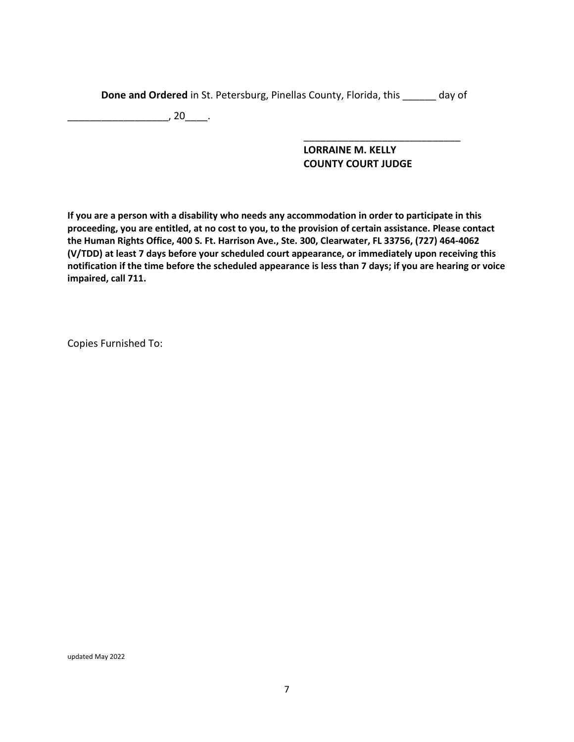**Done and Ordered** in St. Petersburg, Pinellas County, Florida, this ______ day of __________________, 20____.

______________________________
**LORRAINE M. KELLY**
**COUNTY COURT JUDGE**

**If you are a person with a disability who needs any accommodation in order to participate in this proceeding, you are entitled, at no cost to you, to the provision of certain assistance. Please contact the Human Rights Office, 400 S. Ft. Harrison Ave., Ste. 300, Clearwater, FL 33756, (727) 464-4062 (V/TDD) at least 7 days before your scheduled court appearance, or immediately upon receiving this notification if the time before the scheduled appearance is less than 7 days; if you are hearing or voice impaired, call 711.**

Copies Furnished To:

updated May 2022